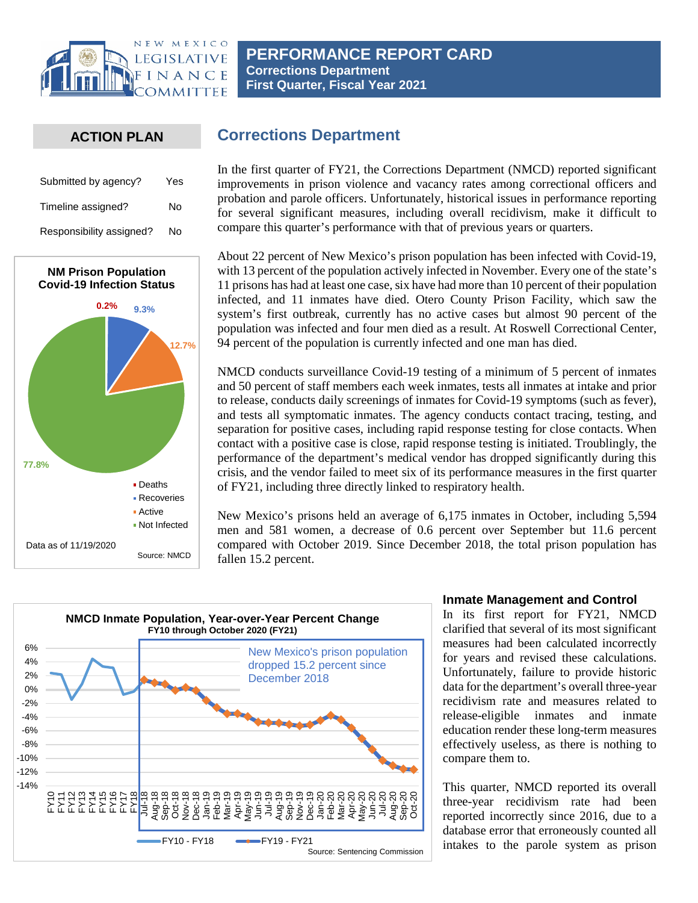# PERFORMANCE REPORT CARD

**Corrections Department**
**First Quarter, Fiscal Year 2021**

## ACTION PLAN

| | |
|---|---|
| Submitted by agency? | Yes |
| Timeline assigned? | No |
| Responsibility assigned? | No |

**NM Prison Population Covid-19 Infection Status**

- Deaths: 0.2%
- Recoveries: 9.3%
- Active: 12.7%
- Not Infected: 77.8%

Data as of 11/19/2020

Source: NMCD

## Corrections Department

In the first quarter of FY21, the Corrections Department (NMCD) reported significant improvements in prison violence and vacancy rates among correctional officers and probation and parole officers. Unfortunately, historical issues in performance reporting for several significant measures, including overall recidivism, make it difficult to compare this quarter's performance with that of previous years or quarters.

About 22 percent of New Mexico's prison population has been infected with Covid-19, with 13 percent of the population actively infected in November. Every one of the state's 11 prisons has had at least one case, six have had more than 10 percent of their population infected, and 11 inmates have died. Otero County Prison Facility, which saw the system's first outbreak, currently has no active cases but almost 90 percent of the population was infected and four men died as a result. At Roswell Correctional Center, 94 percent of the population is currently infected and one man has died.

NMCD conducts surveillance Covid-19 testing of a minimum of 5 percent of inmates and 50 percent of staff members each week inmates, tests all inmates at intake and prior to release, conducts daily screenings of inmates for Covid-19 symptoms (such as fever), and tests all symptomatic inmates. The agency conducts contact tracing, testing, and separation for positive cases, including rapid response testing for close contacts. When contact with a positive case is close, rapid response testing is initiated. Troublingly, the performance of the department's medical vendor has dropped significantly during this crisis, and the vendor failed to meet six of its performance measures in the first quarter of FY21, including three directly linked to respiratory health.

New Mexico's prisons held an average of 6,175 inmates in October, including 5,594 men and 581 women, a decrease of 0.6 percent over September but 11.6 percent compared with October 2019. Since December 2018, the total prison population has fallen 15.2 percent.

**NMCD Inmate Population, Year-over-Year Percent Change**
**FY10 through October 2020 (FY21)**

New Mexico's prison population dropped 15.2 percent since December 2018

Legend: FY10 - FY18; FY19 - FY21

Source: Sentencing Commission

### Inmate Management and Control

In its first report for FY21, NMCD clarified that several of its most significant measures had been calculated incorrectly for years and revised these calculations. Unfortunately, failure to provide historic data for the department's overall three-year recidivism rate and measures related to release-eligible inmates and inmate education render these long-term measures effectively useless, as there is nothing to compare them to.

This quarter, NMCD reported its overall three-year recidivism rate had been reported incorrectly since 2016, due to a database error that erroneously counted all intakes to the parole system as prison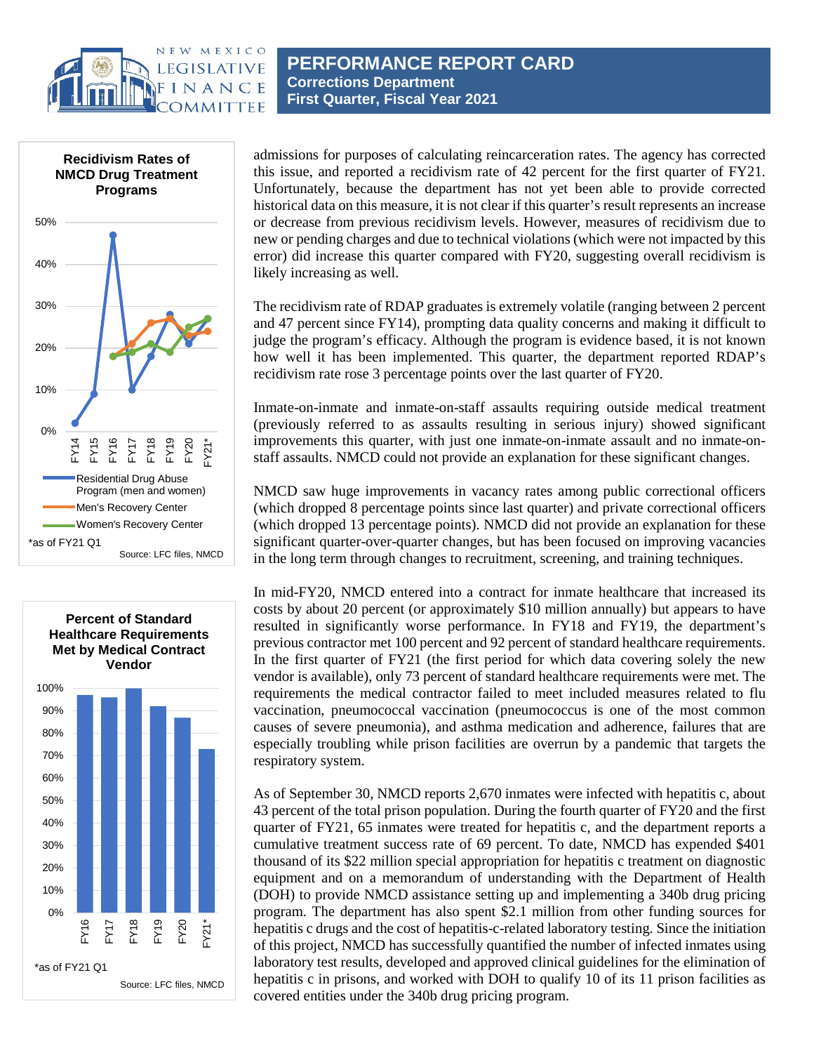Recidivism Rates of NMCD Drug Treatment Programs

| | FY14 | FY15 | FY16 | FY17 | FY18 | FY19 | FY20 | FY21* |
|---|---|---|---|---|---|---|---|---|
| Residential Drug Abuse Program (men and women) | 2% | 9% | 47% | 10% | 18% | 28% | 21% | 27% |
| Men's Recovery Center | | | 18% | 21% | 26% | 27% | 23% | 24% |
| Women's Recovery Center | | | 18% | 19% | 21% | 19% | 25% | 27% |

*as of FY21 Q1

Source: LFC files, NMCD

Percent of Standard Healthcare Requirements Met by Medical Contract Vendor

| FY16 | FY17 | FY18 | FY19 | FY20 | FY21* |
|---|---|---|---|---|---|
| 97% | 96% | 100% | 92% | 87% | 73% |

*as of FY21 Q1

Source: LFC files, NMCD

admissions for purposes of calculating reincarceration rates. The agency has corrected this issue, and reported a recidivism rate of 42 percent for the first quarter of FY21. Unfortunately, because the department has not yet been able to provide corrected historical data on this measure, it is not clear if this quarter's result represents an increase or decrease from previous recidivism levels. However, measures of recidivism due to new or pending charges and due to technical violations (which were not impacted by this error) did increase this quarter compared with FY20, suggesting overall recidivism is likely increasing as well.

The recidivism rate of RDAP graduates is extremely volatile (ranging between 2 percent and 47 percent since FY14), prompting data quality concerns and making it difficult to judge the program's efficacy. Although the program is evidence based, it is not known how well it has been implemented. This quarter, the department reported RDAP's recidivism rate rose 3 percentage points over the last quarter of FY20.

Inmate-on-inmate and inmate-on-staff assaults requiring outside medical treatment (previously referred to as assaults resulting in serious injury) showed significant improvements this quarter, with just one inmate-on-inmate assault and no inmate-on-staff assaults. NMCD could not provide an explanation for these significant changes.

NMCD saw huge improvements in vacancy rates among public correctional officers (which dropped 8 percentage points since last quarter) and private correctional officers (which dropped 13 percentage points). NMCD did not provide an explanation for these significant quarter-over-quarter changes, but has been focused on improving vacancies in the long term through changes to recruitment, screening, and training techniques.

In mid-FY20, NMCD entered into a contract for inmate healthcare that increased its costs by about 20 percent (or approximately $10 million annually) but appears to have resulted in significantly worse performance. In FY18 and FY19, the department's previous contractor met 100 percent and 92 percent of standard healthcare requirements. In the first quarter of FY21 (the first period for which data covering solely the new vendor is available), only 73 percent of standard healthcare requirements were met. The requirements the medical contractor failed to meet included measures related to flu vaccination, pneumococcal vaccination (pneumococcus is one of the most common causes of severe pneumonia), and asthma medication and adherence, failures that are especially troubling while prison facilities are overrun by a pandemic that targets the respiratory system.

As of September 30, NMCD reports 2,670 inmates were infected with hepatitis c, about 43 percent of the total prison population. During the fourth quarter of FY20 and the first quarter of FY21, 65 inmates were treated for hepatitis c, and the department reports a cumulative treatment success rate of 69 percent. To date, NMCD has expended $401 thousand of its $22 million special appropriation for hepatitis c treatment on diagnostic equipment and on a memorandum of understanding with the Department of Health (DOH) to provide NMCD assistance setting up and implementing a 340b drug pricing program. The department has also spent $2.1 million from other funding sources for hepatitis c drugs and the cost of hepatitis-c-related laboratory testing. Since the initiation of this project, NMCD has successfully quantified the number of infected inmates using laboratory test results, developed and approved clinical guidelines for the elimination of hepatitis c in prisons, and worked with DOH to qualify 10 of its 11 prison facilities as covered entities under the 340b drug pricing program.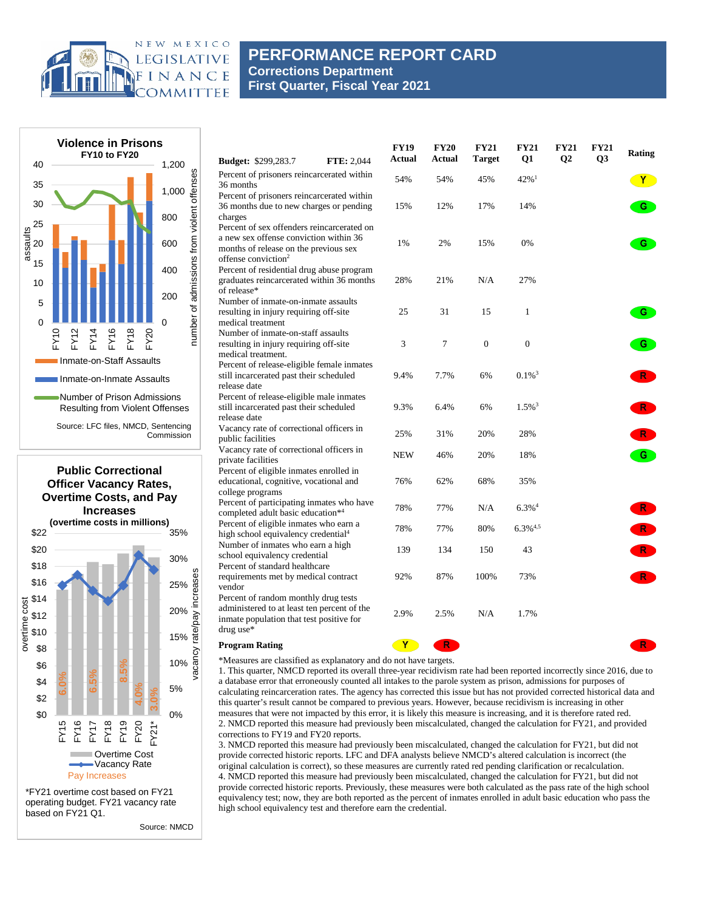# PERFORMANCE REPORT CARD
## Corrections Department
## First Quarter, Fiscal Year 2021

**Violence in Prisons**
FY10 to FY20

Inmate-on-Staff Assaults
Inmate-on-Inmate Assaults
Number of Prison Admissions Resulting from Violent Offenses

Source: LFC files, NMCD, Sentencing Commission

**Public Correctional Officer Vacancy Rates, Overtime Costs, and Pay Increases**
(overtime costs in millions)

Overtime Cost
Vacancy Rate
Pay Increases

*FY21 overtime cost based on FY21 operating budget. FY21 vacancy rate based on FY21 Q1.

Source: NMCD

| Budget: $299,283.7 FTE: 2,044 | FY19 Actual | FY20 Actual | FY21 Target | FY21 Q1 | FY21 Q2 | FY21 Q3 | Rating |
|---|---|---|---|---|---|---|---|
| Percent of prisoners reincarcerated within 36 months | 54% | 54% | 45% | 42%[1] | | | Y |
| Percent of prisoners reincarcerated within 36 months due to new charges or pending charges | 15% | 12% | 17% | 14% | | | G |
| Percent of sex offenders reincarcerated on a new sex offense conviction within 36 months of release on the previous sex offense conviction[2] | 1% | 2% | 15% | 0% | | | G |
| Percent of residential drug abuse program graduates reincarcerated within 36 months of release* | 28% | 21% | N/A | 27% | | | |
| Number of inmate-on-inmate assaults resulting in injury requiring off-site medical treatment | 25 | 31 | 15 | 1 | | | G |
| Number of inmate-on-staff assaults resulting in injury requiring off-site medical treatment. | 3 | 7 | 0 | 0 | | | G |
| Percent of release-eligible female inmates still incarcerated past their scheduled release date | 9.4% | 7.7% | 6% | 0.1%[3] | | | R |
| Percent of release-eligible male inmates still incarcerated past their scheduled release date | 9.3% | 6.4% | 6% | 1.5%[3] | | | R |
| Vacancy rate of correctional officers in public facilities | 25% | 31% | 20% | 28% | | | R |
| Vacancy rate of correctional officers in private facilities | NEW | 46% | 20% | 18% | | | G |
| Percent of eligible inmates enrolled in educational, cognitive, vocational and college programs | 76% | 62% | 68% | 35% | | | |
| Percent of participating inmates who have completed adult basic education*[4] | 78% | 77% | N/A | 6.3%[4] | | | R |
| Percent of eligible inmates who earn a high school equivalency credential[4] | 78% | 77% | 80% | 6.3%[4,5] | | | R |
| Number of inmates who earn a high school equivalency credential | 139 | 134 | 150 | 43 | | | R |
| Percent of standard healthcare requirements met by medical contract vendor | 92% | 87% | 100% | 73% | | | R |
| Percent of random monthly drug tests administered to at least ten percent of the inmate population that test positive for drug use* | 2.9% | 2.5% | N/A | 1.7% | | | |
| **Program Rating** | Y | R | | | | | R |

*Measures are classified as explanatory and do not have targets.

1. This quarter, NMCD reported its overall three-year recidivism rate had been reported incorrectly since 2016, due to a database error that erroneously counted all intakes to the parole system as prison, admissions for purposes of calculating reincarceration rates. The agency has corrected this issue but has not provided corrected historical data and this quarter's result cannot be compared to previous years. However, because recidivism is increasing in other measures that were not impacted by this error, it is likely this measure is increasing, and it is therefore rated red.

2. NMCD reported this measure had previously been miscalculated, changed the calculation for FY21, and provided corrections to FY19 and FY20 reports.

3. NMCD reported this measure had previously been miscalculated, changed the calculation for FY21, but did not provide corrected historic reports. LFC and DFA analysts believe NMCD's altered calculation is incorrect (the original calculation is correct), so these measures are currently rated red pending clarification or recalculation.

4. NMCD reported this measure had previously been miscalculated, changed the calculation for FY21, but did not provide corrected historic reports. Previously, these measures were both calculated as the pass rate of the high school equivalency test; now, they are both reported as the percent of inmates enrolled in adult basic education who pass the high school equivalency test and therefore earn the credential.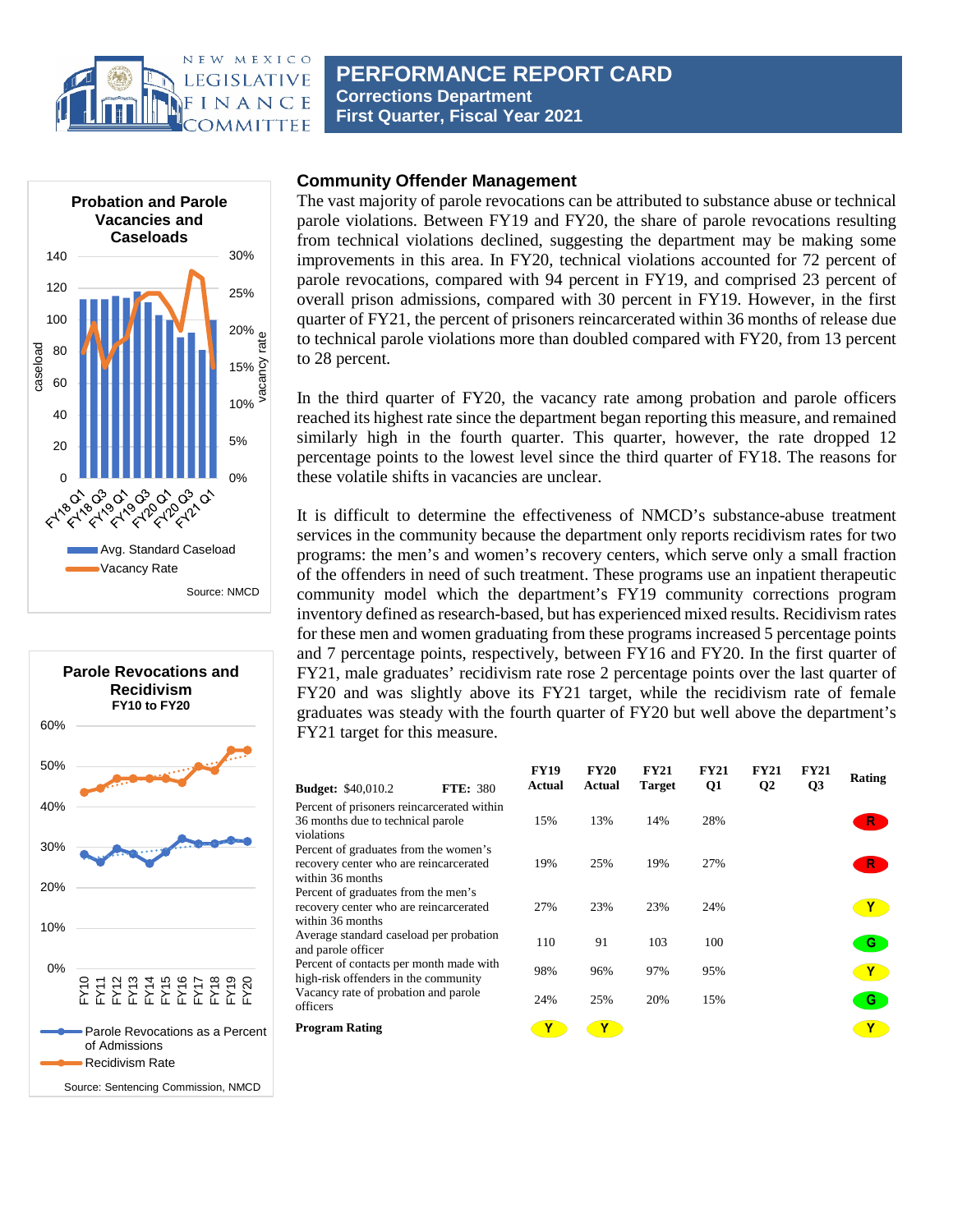# PERFORMANCE REPORT CARD
## Corrections Department
## First Quarter, Fiscal Year 2021

NEW MEXICO LEGISLATIVE FINANCE COMMITTEE

**Probation and Parole Vacancies and Caseloads**

140
120
100
80
60
40
20
0

caseload

30%
25%
20%
15%
10%
5%
0%

vacancy rate

FY18 Q1
FY18 Q3
FY19 Q1
FY19 Q3
FY20 Q1
FY20 Q3
FY21 Q1

Avg. Standard Caseload
Vacancy Rate

Source: NMCD

**Parole Revocations and Recidivism**
**FY10 to FY20**

60%
50%
40%
30%
20%
10%
0%

FY10
FY11
FY12
FY13
FY14
FY15
FY16
FY17
FY18
FY19
FY20

Parole Revocations as a Percent of Admissions
Recidivism Rate

Source: Sentencing Commission, NMCD

### Community Offender Management

The vast majority of parole revocations can be attributed to substance abuse or technical parole violations. Between FY19 and FY20, the share of parole revocations resulting from technical violations declined, suggesting the department may be making some improvements in this area. In FY20, technical violations accounted for 72 percent of parole revocations, compared with 94 percent in FY19, and comprised 23 percent of overall prison admissions, compared with 30 percent in FY19. However, in the first quarter of FY21, the percent of prisoners reincarcerated within 36 months of release due to technical parole violations more than doubled compared with FY20, from 13 percent to 28 percent.

In the third quarter of FY20, the vacancy rate among probation and parole officers reached its highest rate since the department began reporting this measure, and remained similarly high in the fourth quarter. This quarter, however, the rate dropped 12 percentage points to the lowest level since the third quarter of FY18. The reasons for these volatile shifts in vacancies are unclear.

It is difficult to determine the effectiveness of NMCD's substance-abuse treatment services in the community because the department only reports recidivism rates for two programs: the men's and women's recovery centers, which serve only a small fraction of the offenders in need of such treatment. These programs use an inpatient therapeutic community model which the department's FY19 community corrections program inventory defined as research-based, but has experienced mixed results. Recidivism rates for these men and women graduating from these programs increased 5 percentage points and 7 percentage points, respectively, between FY16 and FY20. In the first quarter of FY21, male graduates' recidivism rate rose 2 percentage points over the last quarter of FY20 and was slightly above its FY21 target, while the recidivism rate of female graduates was steady with the fourth quarter of FY20 but well above the department's FY21 target for this measure.

| **Budget:** $40,010.2 **FTE:** 380 | FY19 Actual | FY20 Actual | FY21 Target | FY21 Q1 | FY21 Q2 | FY21 Q3 | Rating |
|---|---|---|---|---|---|---|---|
| Percent of prisoners reincarcerated within 36 months due to technical parole violations | 15% | 13% | 14% | 28% | | | R |
| Percent of graduates from the women's recovery center who are reincarcerated within 36 months | 19% | 25% | 19% | 27% | | | R |
| Percent of graduates from the men's recovery center who are reincarcerated within 36 months | 27% | 23% | 23% | 24% | | | Y |
| Average standard caseload per probation and parole officer | 110 | 91 | 103 | 100 | | | G |
| Percent of contacts per month made with high-risk offenders in the community | 98% | 96% | 97% | 95% | | | Y |
| Vacancy rate of probation and parole officers | 24% | 25% | 20% | 15% | | | G |
| **Program Rating** | Y | Y | | | | | Y |